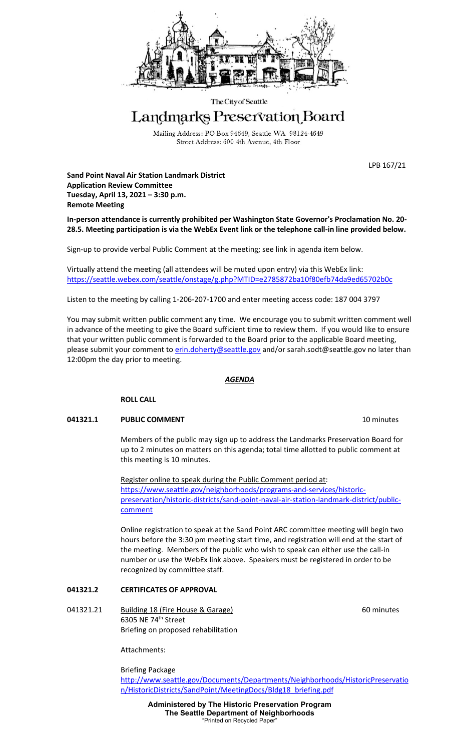The City of Seattle

# Landmarks Preservation Board

Mailing Address: PO Box 94649, Seattle WA 98124-4649
Street Address: 600 4th Avenue, 4th Floor

LPB 167/21

**Sand Point Naval Air Station Landmark District**
**Application Review Committee**
**Tuesday, April 13, 2021 – 3:30 p.m.**
**Remote Meeting**

**In-person attendance is currently prohibited per Washington State Governor's Proclamation No. 20-28.5. Meeting participation is via the WebEx Event link or the telephone call-in line provided below.**

Sign-up to provide verbal Public Comment at the meeting; see link in agenda item below.

Virtually attend the meeting (all attendees will be muted upon entry) via this WebEx link:
https://seattle.webex.com/seattle/onstage/g.php?MTID=e2785872ba10f80efb74da9ed65702b0c

Listen to the meeting by calling 1-206-207-1700 and enter meeting access code: 187 004 3797

You may submit written public comment any time. We encourage you to submit written comment well in advance of the meeting to give the Board sufficient time to review them. If you would like to ensure that your written public comment is forwarded to the Board prior to the applicable Board meeting, please submit your comment to erin.doherty@seattle.gov and/or sarah.sodt@seattle.gov no later than 12:00pm the day prior to meeting.

***AGENDA***

**ROLL CALL**

**041321.1 PUBLIC COMMENT** 10 minutes

Members of the public may sign up to address the Landmarks Preservation Board for up to 2 minutes on matters on this agenda; total time allotted to public comment at this meeting is 10 minutes.

Register online to speak during the Public Comment period at:
https://www.seattle.gov/neighborhoods/programs-and-services/historic-preservation/historic-districts/sand-point-naval-air-station-landmark-district/public-comment

Online registration to speak at the Sand Point ARC committee meeting will begin two hours before the 3:30 pm meeting start time, and registration will end at the start of the meeting. Members of the public who wish to speak can either use the call-in number or use the WebEx link above. Speakers must be registered in order to be recognized by committee staff.

**041321.2 CERTIFICATES OF APPROVAL**

041321.21 Building 18 (Fire House & Garage) 60 minutes
6305 NE 74th Street
Briefing on proposed rehabilitation

Attachments:

Briefing Package
http://www.seattle.gov/Documents/Departments/Neighborhoods/HistoricPreservation/HistoricDistricts/SandPoint/MeetingDocs/Bldg18_briefing.pdf

**Administered by The Historic Preservation Program**
**The Seattle Department of Neighborhoods**
"Printed on Recycled Paper"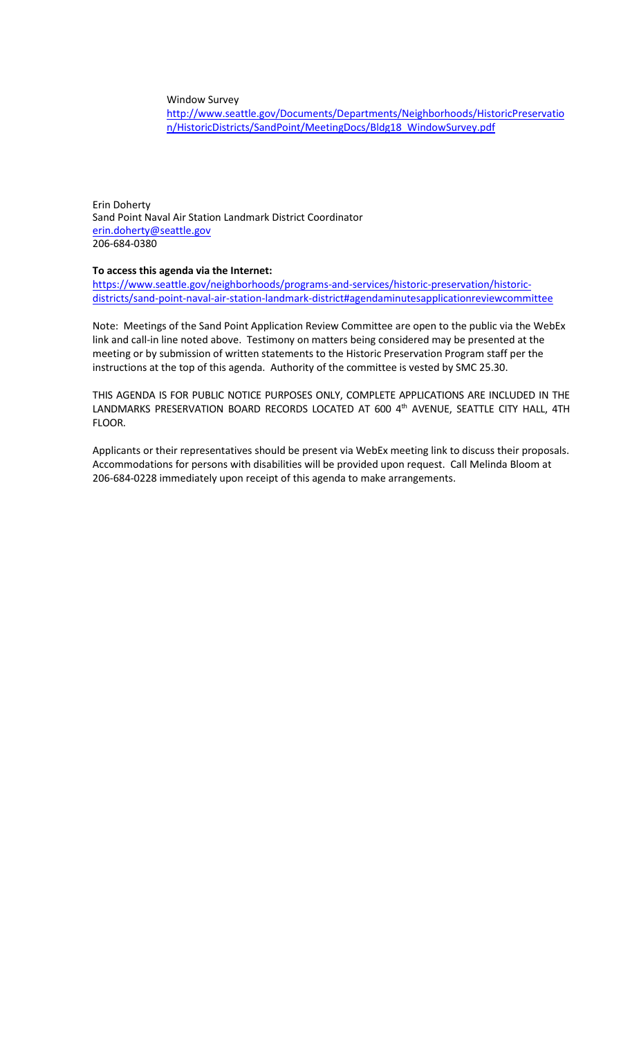Window Survey
http://www.seattle.gov/Documents/Departments/Neighborhoods/HistoricPreservation/HistoricDistricts/SandPoint/MeetingDocs/Bldg18_WindowSurvey.pdf

Erin Doherty
Sand Point Naval Air Station Landmark District Coordinator
erin.doherty@seattle.gov
206-684-0380

**To access this agenda via the Internet:**
https://www.seattle.gov/neighborhoods/programs-and-services/historic-preservation/historic-districts/sand-point-naval-air-station-landmark-district#agendaminutesapplicationreviewcommittee

Note: Meetings of the Sand Point Application Review Committee are open to the public via the WebEx link and call-in line noted above. Testimony on matters being considered may be presented at the meeting or by submission of written statements to the Historic Preservation Program staff per the instructions at the top of this agenda. Authority of the committee is vested by SMC 25.30.

THIS AGENDA IS FOR PUBLIC NOTICE PURPOSES ONLY, COMPLETE APPLICATIONS ARE INCLUDED IN THE LANDMARKS PRESERVATION BOARD RECORDS LOCATED AT 600 4th AVENUE, SEATTLE CITY HALL, 4TH FLOOR.

Applicants or their representatives should be present via WebEx meeting link to discuss their proposals. Accommodations for persons with disabilities will be provided upon request. Call Melinda Bloom at 206-684-0228 immediately upon receipt of this agenda to make arrangements.